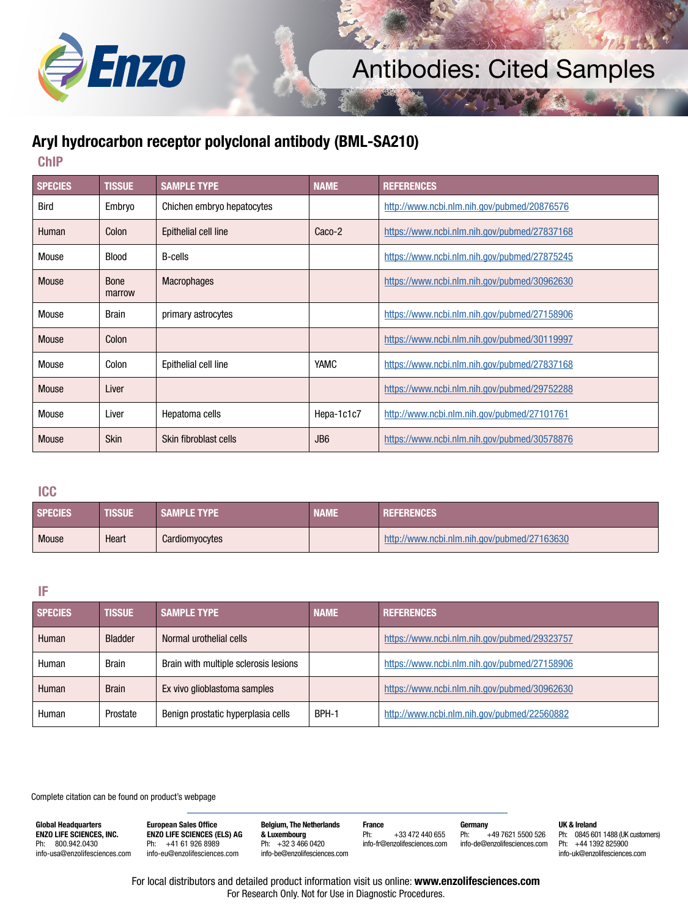# Antibodies: Cited Samples

## Aryl hydrocarbon receptor polyclonal antibody (BML-SA210)

### ChIP

| SPECIES | TISSUE | SAMPLE TYPE | NAME | REFERENCES |
|---|---|---|---|---|
| Bird | Embryo | Chichen embryo hepatocytes | | http://www.ncbi.nlm.nih.gov/pubmed/20876576 |
| Human | Colon | Epithelial cell line | Caco-2 | https://www.ncbi.nlm.nih.gov/pubmed/27837168 |
| Mouse | Blood | B-cells | | https://www.ncbi.nlm.nih.gov/pubmed/27875245 |
| Mouse | Bone marrow | Macrophages | | https://www.ncbi.nlm.nih.gov/pubmed/30962630 |
| Mouse | Brain | primary astrocytes | | https://www.ncbi.nlm.nih.gov/pubmed/27158906 |
| Mouse | Colon | | | https://www.ncbi.nlm.nih.gov/pubmed/30119997 |
| Mouse | Colon | Epithelial cell line | YAMC | https://www.ncbi.nlm.nih.gov/pubmed/27837168 |
| Mouse | Liver | | | https://www.ncbi.nlm.nih.gov/pubmed/29752288 |
| Mouse | Liver | Hepatoma cells | Hepa-1c1c7 | http://www.ncbi.nlm.nih.gov/pubmed/27101761 |
| Mouse | Skin | Skin fibroblast cells | JB6 | https://www.ncbi.nlm.nih.gov/pubmed/30578876 |

### ICC

| SPECIES | TISSUE | SAMPLE TYPE | NAME | REFERENCES |
|---|---|---|---|---|
| Mouse | Heart | Cardiomyocytes | | http://www.ncbi.nlm.nih.gov/pubmed/27163630 |

### IF

| SPECIES | TISSUE | SAMPLE TYPE | NAME | REFERENCES |
|---|---|---|---|---|
| Human | Bladder | Normal urothelial cells | | https://www.ncbi.nlm.nih.gov/pubmed/29323757 |
| Human | Brain | Brain with multiple sclerosis lesions | | https://www.ncbi.nlm.nih.gov/pubmed/27158906 |
| Human | Brain | Ex vivo glioblastoma samples | | https://www.ncbi.nlm.nih.gov/pubmed/30962630 |
| Human | Prostate | Benign prostatic hyperplasia cells | BPH-1 | http://www.ncbi.nlm.nih.gov/pubmed/22560882 |

Complete citation can be found on product's webpage

**Global Headquarters**
**ENZO LIFE SCIENCES, INC.**
Ph: 800.942.0430
info-usa@enzolifesciences.com

**European Sales Office**
**ENZO LIFE SCIENCES (ELS) AG**
Ph: +41 61 926 8989
info-eu@enzolifesciences.com

**Belgium, The Netherlands & Luxembourg**
Ph: +32 3 466 0420
info-be@enzolifesciences.com

**France**
Ph: +33 472 440 655
info-fr@enzolifesciences.com

**Germany**
Ph: +49 7621 5500 526
info-de@enzolifesciences.com

**UK & Ireland**
Ph: 0845 601 1488 (UK customers)
Ph: +44 1392 825900
info-uk@enzolifesciences.com

For local distributors and detailed product information visit us online: **www.enzolifesciences.com**
For Research Only. Not for Use in Diagnostic Procedures.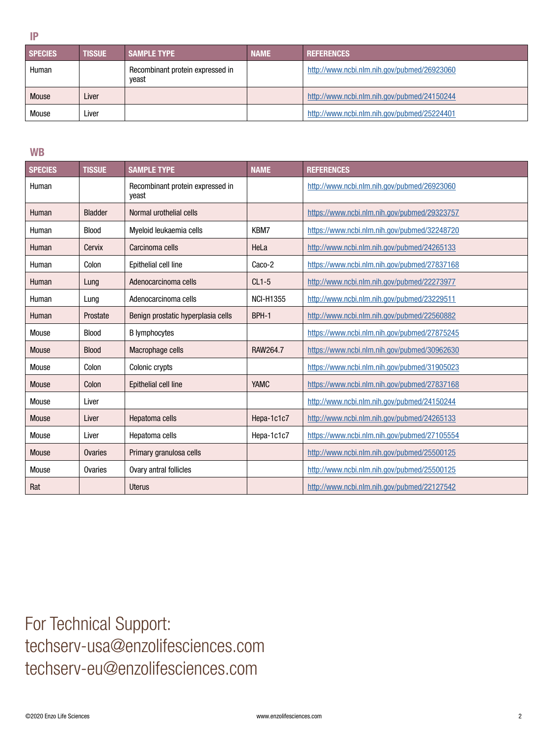## IP

| SPECIES | TISSUE | SAMPLE TYPE | NAME | REFERENCES |
|---|---|---|---|---|
| Human | | Recombinant protein expressed in yeast | | http://www.ncbi.nlm.nih.gov/pubmed/26923060 |
| Mouse | Liver | | | http://www.ncbi.nlm.nih.gov/pubmed/24150244 |
| Mouse | Liver | | | http://www.ncbi.nlm.nih.gov/pubmed/25224401 |

## WB

| SPECIES | TISSUE | SAMPLE TYPE | NAME | REFERENCES |
|---|---|---|---|---|
| Human | | Recombinant protein expressed in yeast | | http://www.ncbi.nlm.nih.gov/pubmed/26923060 |
| Human | Bladder | Normal urothelial cells | | https://www.ncbi.nlm.nih.gov/pubmed/29323757 |
| Human | Blood | Myeloid leukaemia cells | KBM7 | https://www.ncbi.nlm.nih.gov/pubmed/32248720 |
| Human | Cervix | Carcinoma cells | HeLa | http://www.ncbi.nlm.nih.gov/pubmed/24265133 |
| Human | Colon | Epithelial cell line | Caco-2 | https://www.ncbi.nlm.nih.gov/pubmed/27837168 |
| Human | Lung | Adenocarcinoma cells | CL1-5 | http://www.ncbi.nlm.nih.gov/pubmed/22273977 |
| Human | Lung | Adenocarcinoma cells | NCI-H1355 | http://www.ncbi.nlm.nih.gov/pubmed/23229511 |
| Human | Prostate | Benign prostatic hyperplasia cells | BPH-1 | http://www.ncbi.nlm.nih.gov/pubmed/22560882 |
| Mouse | Blood | B lymphocytes | | https://www.ncbi.nlm.nih.gov/pubmed/27875245 |
| Mouse | Blood | Macrophage cells | RAW264.7 | https://www.ncbi.nlm.nih.gov/pubmed/30962630 |
| Mouse | Colon | Colonic crypts | | https://www.ncbi.nlm.nih.gov/pubmed/31905023 |
| Mouse | Colon | Epithelial cell line | YAMC | https://www.ncbi.nlm.nih.gov/pubmed/27837168 |
| Mouse | Liver | | | http://www.ncbi.nlm.nih.gov/pubmed/24150244 |
| Mouse | Liver | Hepatoma cells | Hepa-1c1c7 | http://www.ncbi.nlm.nih.gov/pubmed/24265133 |
| Mouse | Liver | Hepatoma cells | Hepa-1c1c7 | https://www.ncbi.nlm.nih.gov/pubmed/27105554 |
| Mouse | Ovaries | Primary granulosa cells | | http://www.ncbi.nlm.nih.gov/pubmed/25500125 |
| Mouse | Ovaries | Ovary antral follicles | | http://www.ncbi.nlm.nih.gov/pubmed/25500125 |
| Rat | | Uterus | | http://www.ncbi.nlm.nih.gov/pubmed/22127542 |

For Technical Support:
techserv-usa@enzolifesciences.com
techserv-eu@enzolifesciences.com

©2020 Enzo Life Sciences www.enzolifesciences.com